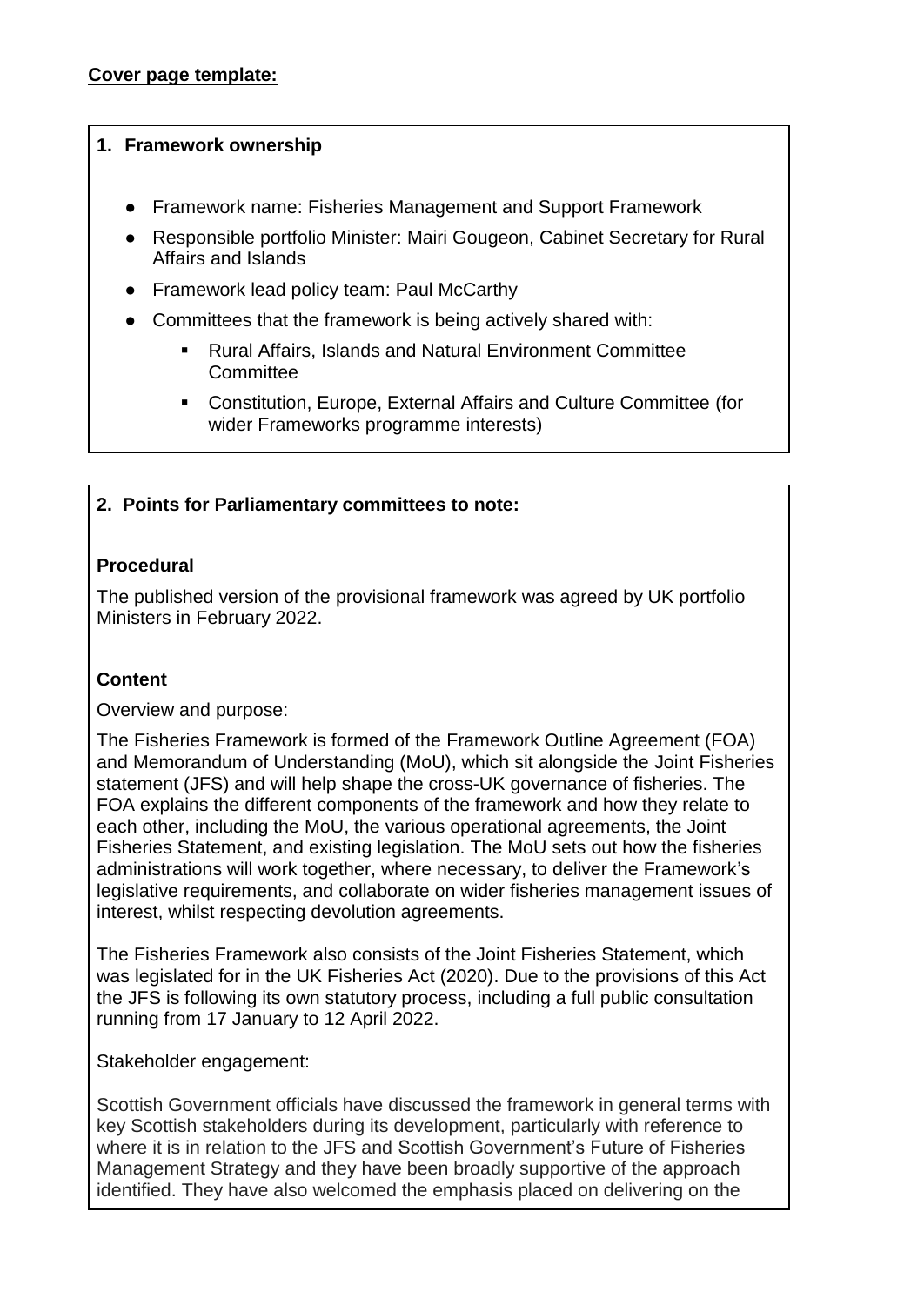**Cover page template:**

**1. Framework ownership**

- Framework name: Fisheries Management and Support Framework
- Responsible portfolio Minister: Mairi Gougeon, Cabinet Secretary for Rural Affairs and Islands
- Framework lead policy team: Paul McCarthy
- Committees that the framework is being actively shared with:
  - Rural Affairs, Islands and Natural Environment Committee Committee
  - Constitution, Europe, External Affairs and Culture Committee (for wider Frameworks programme interests)

**2. Points for Parliamentary committees to note:**

**Procedural**

The published version of the provisional framework was agreed by UK portfolio Ministers in February 2022.

**Content**

Overview and purpose:

The Fisheries Framework is formed of the Framework Outline Agreement (FOA) and Memorandum of Understanding (MoU), which sit alongside the Joint Fisheries statement (JFS) and will help shape the cross-UK governance of fisheries. The FOA explains the different components of the framework and how they relate to each other, including the MoU, the various operational agreements, the Joint Fisheries Statement, and existing legislation. The MoU sets out how the fisheries administrations will work together, where necessary, to deliver the Framework's legislative requirements, and collaborate on wider fisheries management issues of interest, whilst respecting devolution agreements.

The Fisheries Framework also consists of the Joint Fisheries Statement, which was legislated for in the UK Fisheries Act (2020). Due to the provisions of this Act the JFS is following its own statutory process, including a full public consultation running from 17 January to 12 April 2022.

Stakeholder engagement:

Scottish Government officials have discussed the framework in general terms with key Scottish stakeholders during its development, particularly with reference to where it is in relation to the JFS and Scottish Government's Future of Fisheries Management Strategy and they have been broadly supportive of the approach identified. They have also welcomed the emphasis placed on delivering on the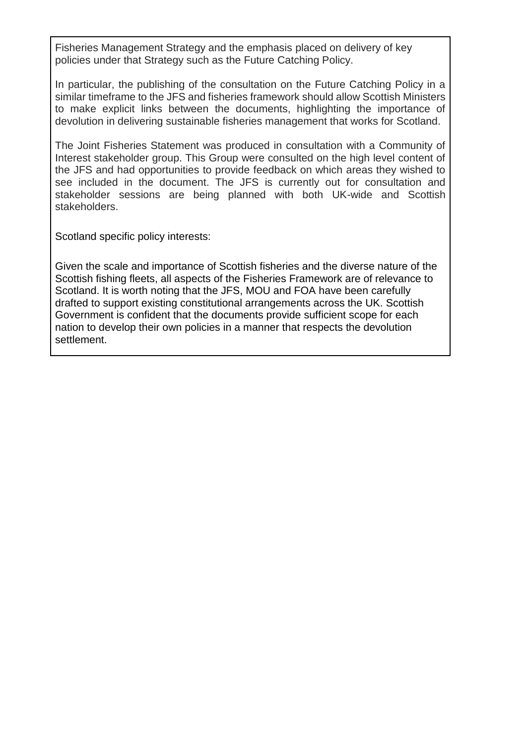Fisheries Management Strategy and the emphasis placed on delivery of key policies under that Strategy such as the Future Catching Policy.

In particular, the publishing of the consultation on the Future Catching Policy in a similar timeframe to the JFS and fisheries framework should allow Scottish Ministers to make explicit links between the documents, highlighting the importance of devolution in delivering sustainable fisheries management that works for Scotland.

The Joint Fisheries Statement was produced in consultation with a Community of Interest stakeholder group. This Group were consulted on the high level content of the JFS and had opportunities to provide feedback on which areas they wished to see included in the document. The JFS is currently out for consultation and stakeholder sessions are being planned with both UK-wide and Scottish stakeholders.

Scotland specific policy interests:

Given the scale and importance of Scottish fisheries and the diverse nature of the Scottish fishing fleets, all aspects of the Fisheries Framework are of relevance to Scotland. It is worth noting that the JFS, MOU and FOA have been carefully drafted to support existing constitutional arrangements across the UK. Scottish Government is confident that the documents provide sufficient scope for each nation to develop their own policies in a manner that respects the devolution settlement.